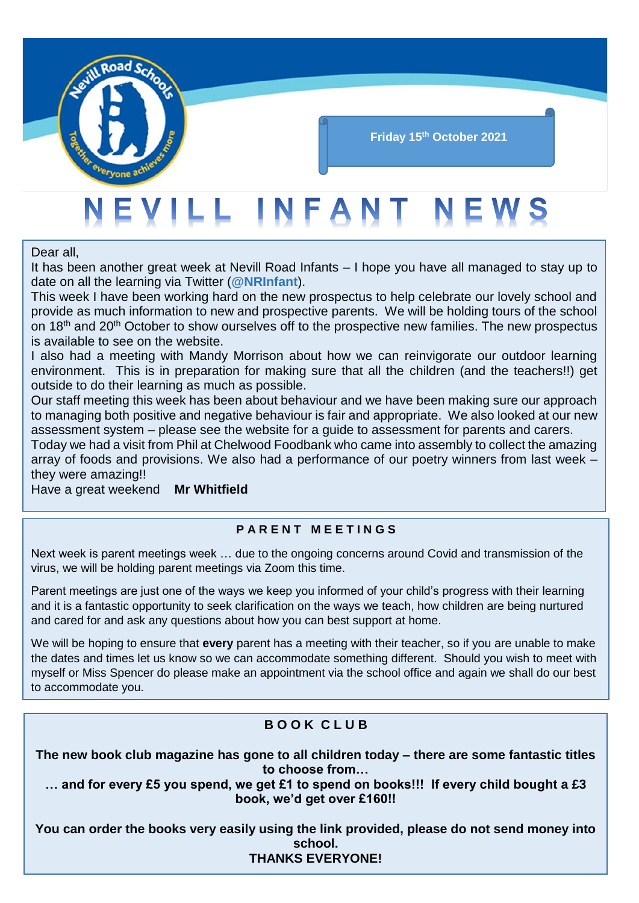Friday 15th October 2021

# NEVILL INFANT NEWS

Dear all,

It has been another great week at Nevill Road Infants – I hope you have all managed to stay up to date on all the learning via Twitter (**@NRInfant**).

This week I have been working hard on the new prospectus to help celebrate our lovely school and provide as much information to new and prospective parents. We will be holding tours of the school on 18th and 20th October to show ourselves off to the prospective new families. The new prospectus is available to see on the website.

I also had a meeting with Mandy Morrison about how we can reinvigorate our outdoor learning environment. This is in preparation for making sure that all the children (and the teachers!!) get outside to do their learning as much as possible.

Our staff meeting this week has been about behaviour and we have been making sure our approach to managing both positive and negative behaviour is fair and appropriate. We also looked at our new assessment system – please see the website for a guide to assessment for parents and carers.

Today we had a visit from Phil at Chelwood Foodbank who came into assembly to collect the amazing array of foods and provisions. We also had a performance of our poetry winners from last week – they were amazing!!

Have a great weekend **Mr Whitfield**

## PARENT MEETINGS

Next week is parent meetings week … due to the ongoing concerns around Covid and transmission of the virus, we will be holding parent meetings via Zoom this time.

Parent meetings are just one of the ways we keep you informed of your child's progress with their learning and it is a fantastic opportunity to seek clarification on the ways we teach, how children are being nurtured and cared for and ask any questions about how you can best support at home.

We will be hoping to ensure that **every** parent has a meeting with their teacher, so if you are unable to make the dates and times let us know so we can accommodate something different. Should you wish to meet with myself or Miss Spencer do please make an appointment via the school office and again we shall do our best to accommodate you.

## BOOK CLUB

**The new book club magazine has gone to all children today – there are some fantastic titles to choose from…**

**… and for every £5 you spend, we get £1 to spend on books!!! If every child bought a £3 book, we'd get over £160!!**

**You can order the books very easily using the link provided, please do not send money into school.**

**THANKS EVERYONE!**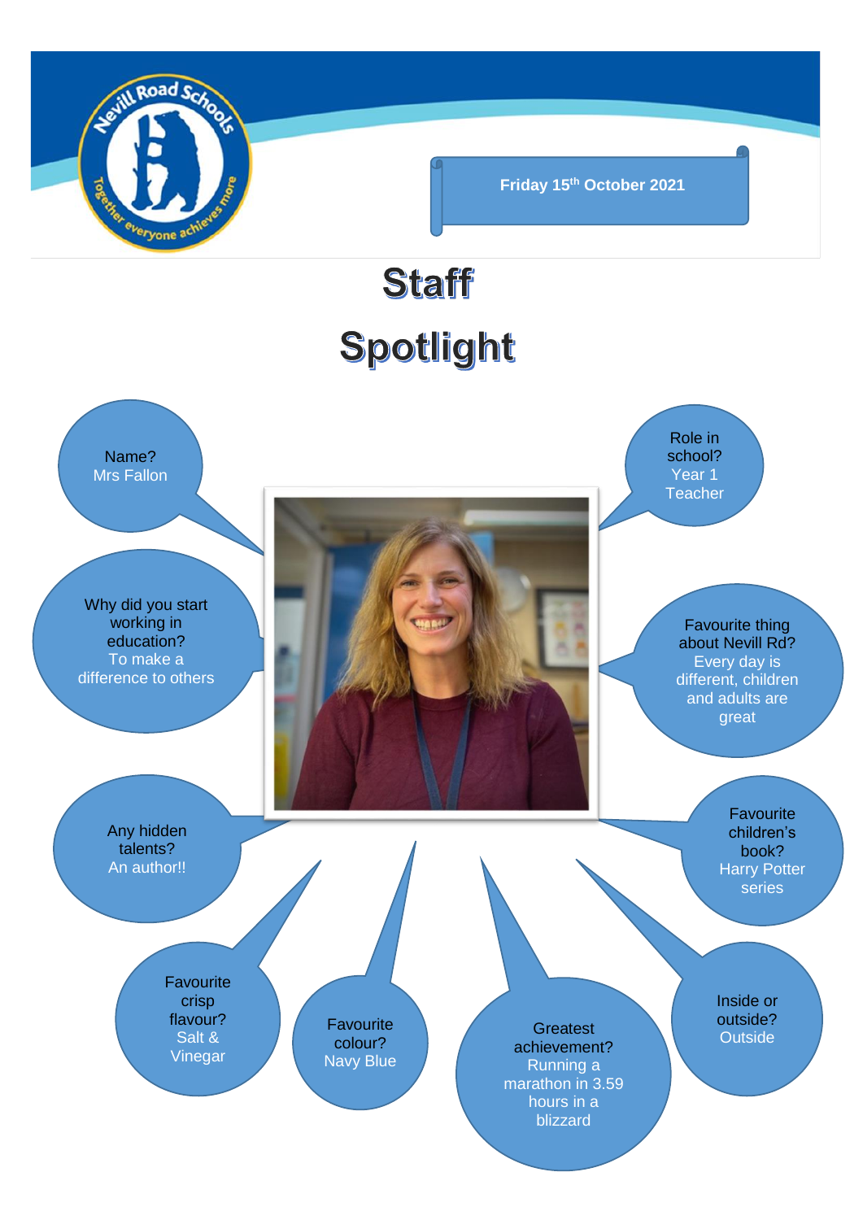Nevill Road Schools

Together everyone achieves more

Friday 15th October 2021

# Staff Spotlight

**Name?**
Mrs Fallon

**Role in school?**
Year 1 Teacher

**Why did you start working in education?**
To make a difference to others

**Favourite thing about Nevill Rd?**
Every day is different, children and adults are great

**Any hidden talents?**
An author!!

**Favourite children's book?**
Harry Potter series

**Favourite crisp flavour?**
Salt & Vinegar

**Favourite colour?**
Navy Blue

**Greatest achievement?**
Running a marathon in 3.59 hours in a blizzard

**Inside or outside?**
Outside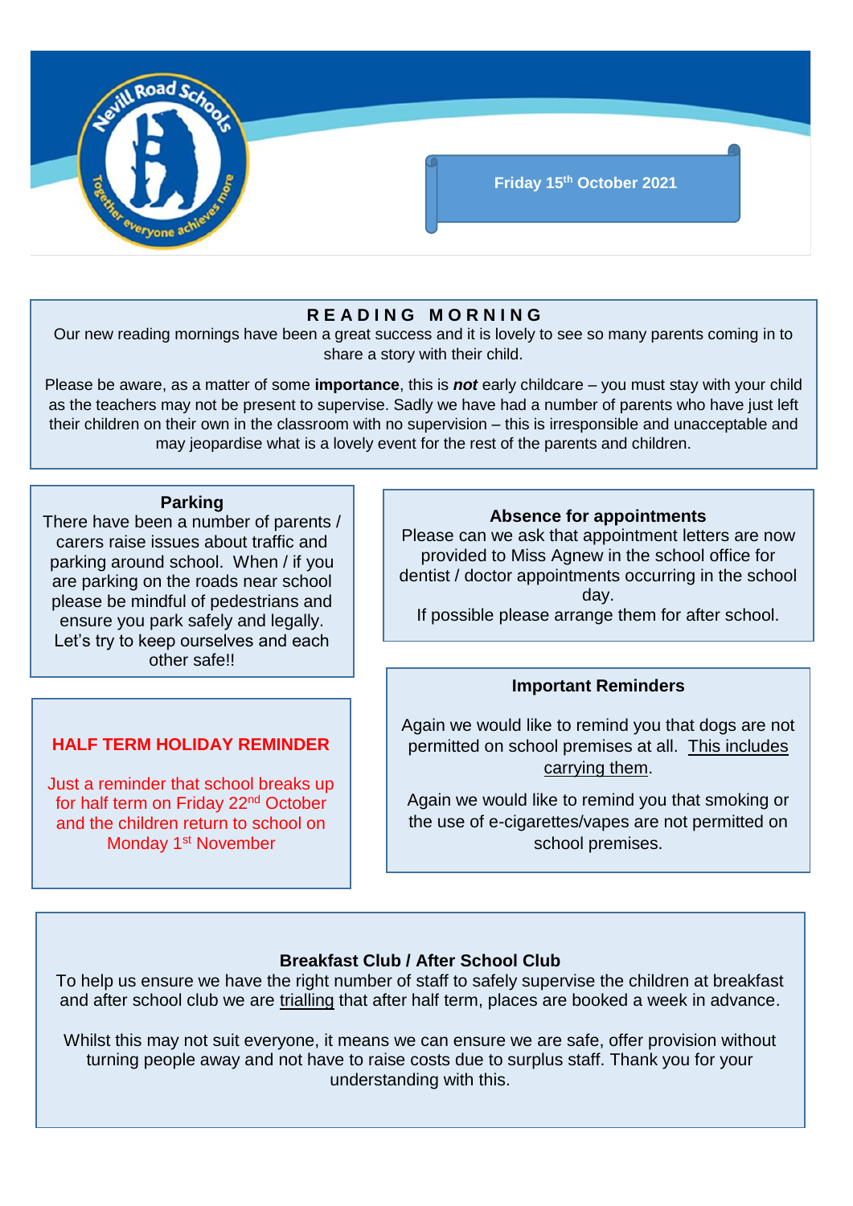Friday 15th October 2021

## READING MORNING

Our new reading mornings have been a great success and it is lovely to see so many parents coming in to share a story with their child.

Please be aware, as a matter of some **importance**, this is ***not*** early childcare – you must stay with your child as the teachers may not be present to supervise. Sadly we have had a number of parents who have just left their children on their own in the classroom with no supervision – this is irresponsible and unacceptable and may jeopardise what is a lovely event for the rest of the parents and children.

### Parking

There have been a number of parents / carers raise issues about traffic and parking around school. When / if you are parking on the roads near school please be mindful of pedestrians and ensure you park safely and legally. Let's try to keep ourselves and each other safe!!

### HALF TERM HOLIDAY REMINDER

Just a reminder that school breaks up for half term on Friday 22nd October and the children return to school on Monday 1st November

### Absence for appointments

Please can we ask that appointment letters are now provided to Miss Agnew in the school office for dentist / doctor appointments occurring in the school day.

If possible please arrange them for after school.

### Important Reminders

Again we would like to remind you that dogs are not permitted on school premises at all. This includes carrying them.

Again we would like to remind you that smoking or the use of e-cigarettes/vapes are not permitted on school premises.

### Breakfast Club / After School Club

To help us ensure we have the right number of staff to safely supervise the children at breakfast and after school club we are trialling that after half term, places are booked a week in advance.

Whilst this may not suit everyone, it means we can ensure we are safe, offer provision without turning people away and not have to raise costs due to surplus staff. Thank you for your understanding with this.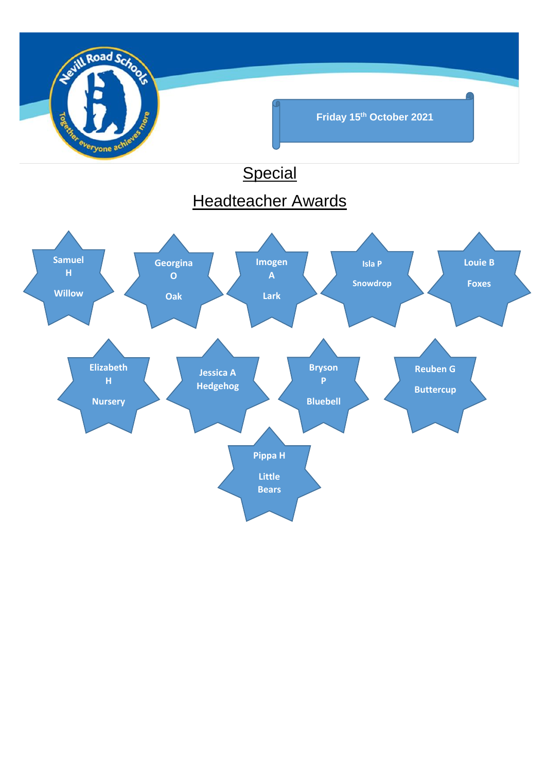Friday 15th October 2021

# Special

# Headteacher Awards

Samuel H
Willow

Georgina O
Oak

Imogen A
Lark

Isla P
Snowdrop

Louie B
Foxes

Elizabeth H
Nursery

Jessica A
Hedgehog

Bryson P
Bluebell

Reuben G
Buttercup

Pippa H
Little Bears